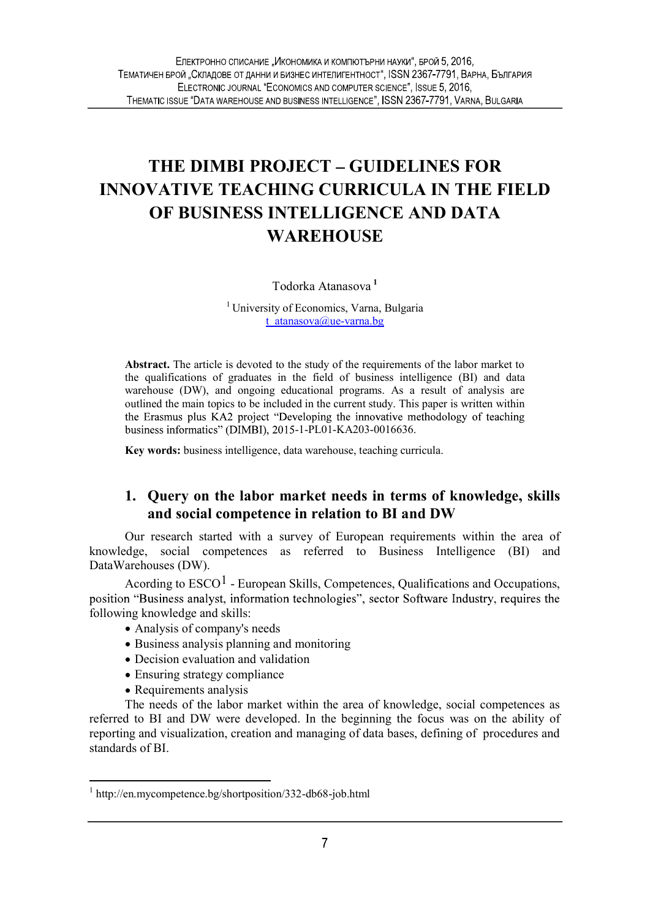# THE DIMBI PROJECT – GUIDELINES FOR INNOVATIVE TEACHING CURRICULA IN THE FIELD OF BUSINESS INTELLIGENCE AND DATA WAREHOUSE

Todorka Atanasova [1]

[1] University of Economics, Varna, Bulgaria
t_atanasova@ue-varna.bg

**Abstract.** The article is devoted to the study of the requirements of the labor market to the qualifications of graduates in the field of business intelligence (BI) and data warehouse (DW), and ongoing educational programs. As a result of analysis are outlined the main topics to be included in the current study. This paper is written within the Erasmus plus KA2 project "Developing the innovative methodology of teaching business informatics" (DIMBI), 2015-1-PL01-KA203-0016636.

**Key words:** business intelligence, data warehouse, teaching curricula.

## 1. Query on the labor market needs in terms of knowledge, skills and social competence in relation to BI and DW

Our research started with a survey of European requirements within the area of knowledge, social competences as referred to Business Intelligence (BI) and DataWarehouses (DW).

Acording to ESCO[1] - European Skills, Competences, Qualifications and Occupations, position "Business analyst, information technologies", sector Software Industry, requires the following knowledge and skills:

- Analysis of company's needs
- Business analysis planning and monitoring
- Decision evaluation and validation
- Ensuring strategy compliance
- Requirements analysis

The needs of the labor market within the area of knowledge, social competences as referred to BI and DW were developed. In the beginning the focus was on the ability of reporting and visualization, creation and managing of data bases, defining of procedures and standards of BI.

[1] http://en.mycompetence.bg/shortposition/332-db68-job.html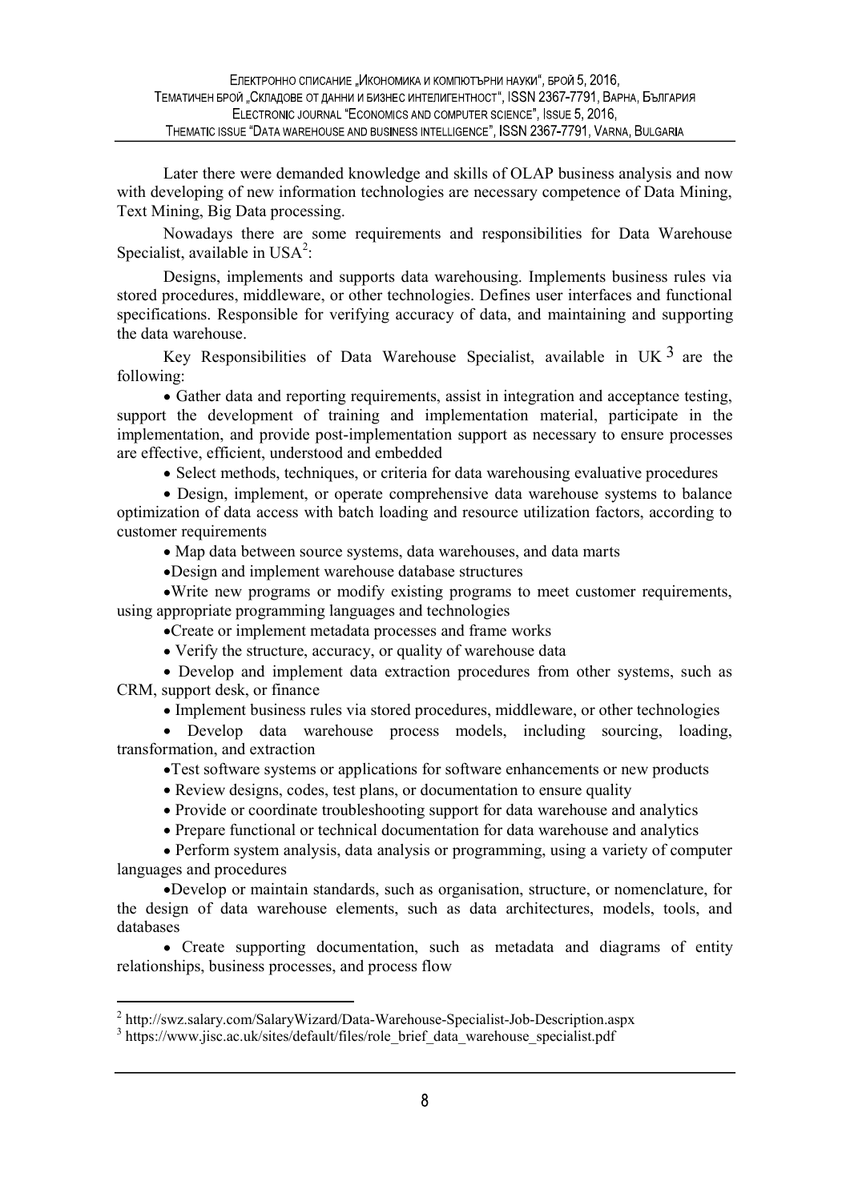Later there were demanded knowledge and skills of OLAP business analysis and now with developing of new information technologies are necessary competence of Data Mining, Text Mining, Big Data processing.

Nowadays there are some requirements and responsibilities for Data Warehouse Specialist, available in USA[2]:

Designs, implements and supports data warehousing. Implements business rules via stored procedures, middleware, or other technologies. Defines user interfaces and functional specifications. Responsible for verifying accuracy of data, and maintaining and supporting the data warehouse.

Key Responsibilities of Data Warehouse Specialist, available in UK [3] are the following:

- Gather data and reporting requirements, assist in integration and acceptance testing, support the development of training and implementation material, participate in the implementation, and provide post-implementation support as necessary to ensure processes are effective, efficient, understood and embedded
- Select methods, techniques, or criteria for data warehousing evaluative procedures
- Design, implement, or operate comprehensive data warehouse systems to balance optimization of data access with batch loading and resource utilization factors, according to customer requirements
- Map data between source systems, data warehouses, and data marts
- Design and implement warehouse database structures
- Write new programs or modify existing programs to meet customer requirements, using appropriate programming languages and technologies
- Create or implement metadata processes and frame works
- Verify the structure, accuracy, or quality of warehouse data
- Develop and implement data extraction procedures from other systems, such as CRM, support desk, or finance
- Implement business rules via stored procedures, middleware, or other technologies
- Develop data warehouse process models, including sourcing, loading, transformation, and extraction
- Test software systems or applications for software enhancements or new products
- Review designs, codes, test plans, or documentation to ensure quality
- Provide or coordinate troubleshooting support for data warehouse and analytics
- Prepare functional or technical documentation for data warehouse and analytics
- Perform system analysis, data analysis or programming, using a variety of computer languages and procedures
- Develop or maintain standards, such as organisation, structure, or nomenclature, for the design of data warehouse elements, such as data architectures, models, tools, and databases
- Create supporting documentation, such as metadata and diagrams of entity relationships, business processes, and process flow

---

[2] http://swz.salary.com/SalaryWizard/Data-Warehouse-Specialist-Job-Description.aspx

[3] https://www.jisc.ac.uk/sites/default/files/role_brief_data_warehouse_specialist.pdf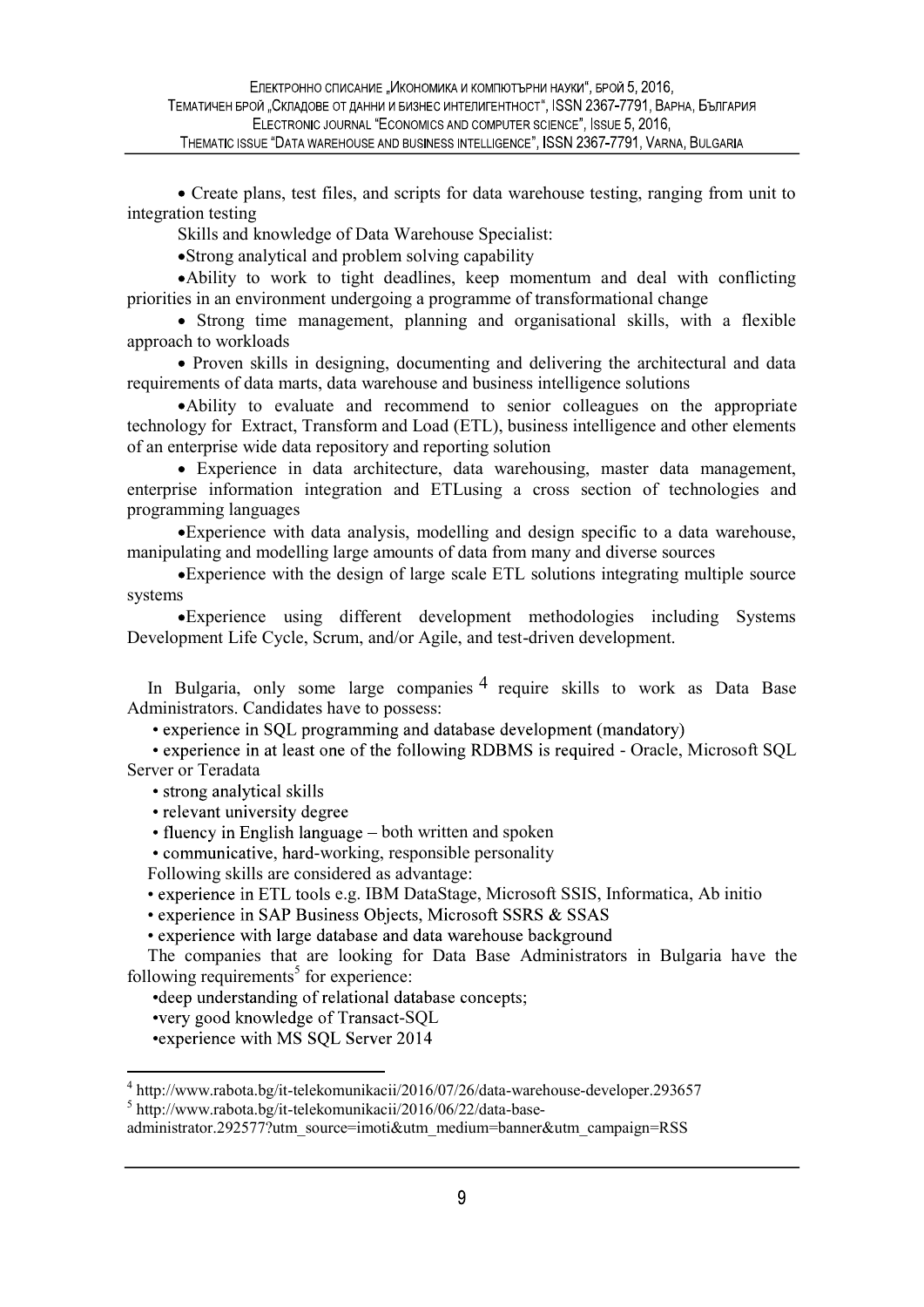- Create plans, test files, and scripts for data warehouse testing, ranging from unit to integration testing

Skills and knowledge of Data Warehouse Specialist:

- Strong analytical and problem solving capability
- Ability to work to tight deadlines, keep momentum and deal with conflicting priorities in an environment undergoing a programme of transformational change
- Strong time management, planning and organisational skills, with a flexible approach to workloads
- Proven skills in designing, documenting and delivering the architectural and data requirements of data marts, data warehouse and business intelligence solutions
- Ability to evaluate and recommend to senior colleagues on the appropriate technology for Extract, Transform and Load (ETL), business intelligence and other elements of an enterprise wide data repository and reporting solution
- Experience in data architecture, data warehousing, master data management, enterprise information integration and ETLusing a cross section of technologies and programming languages
- Experience with data analysis, modelling and design specific to a data warehouse, manipulating and modelling large amounts of data from many and diverse sources
- Experience with the design of large scale ETL solutions integrating multiple source systems
- Experience using different development methodologies including Systems Development Life Cycle, Scrum, and/or Agile, and test-driven development.

In Bulgaria, only some large companies [4] require skills to work as Data Base Administrators. Candidates have to possess:

- experience in SQL programming and database development (mandatory)
- experience in at least one of the following RDBMS is required - Oracle, Microsoft SQL Server or Teradata
- strong analytical skills
- relevant university degree
- fluency in English language – both written and spoken
- communicative, hard-working, responsible personality

Following skills are considered as advantage:

- experience in ETL tools e.g. IBM DataStage, Microsoft SSIS, Informatica, Ab initio
- experience in SAP Business Objects, Microsoft SSRS & SSAS
- experience with large database and data warehouse background

The companies that are looking for Data Base Administrators in Bulgaria have the following requirements[5] for experience:

- deep understanding of relational database concepts;
- very good knowledge of Transact-SQL
- experience with MS SQL Server 2014

---

[4] http://www.rabota.bg/it-telekomunikacii/2016/07/26/data-warehouse-developer.293657

[5] http://www.rabota.bg/it-telekomunikacii/2016/06/22/data-base-administrator.292577?utm_source=imoti&utm_medium=banner&utm_campaign=RSS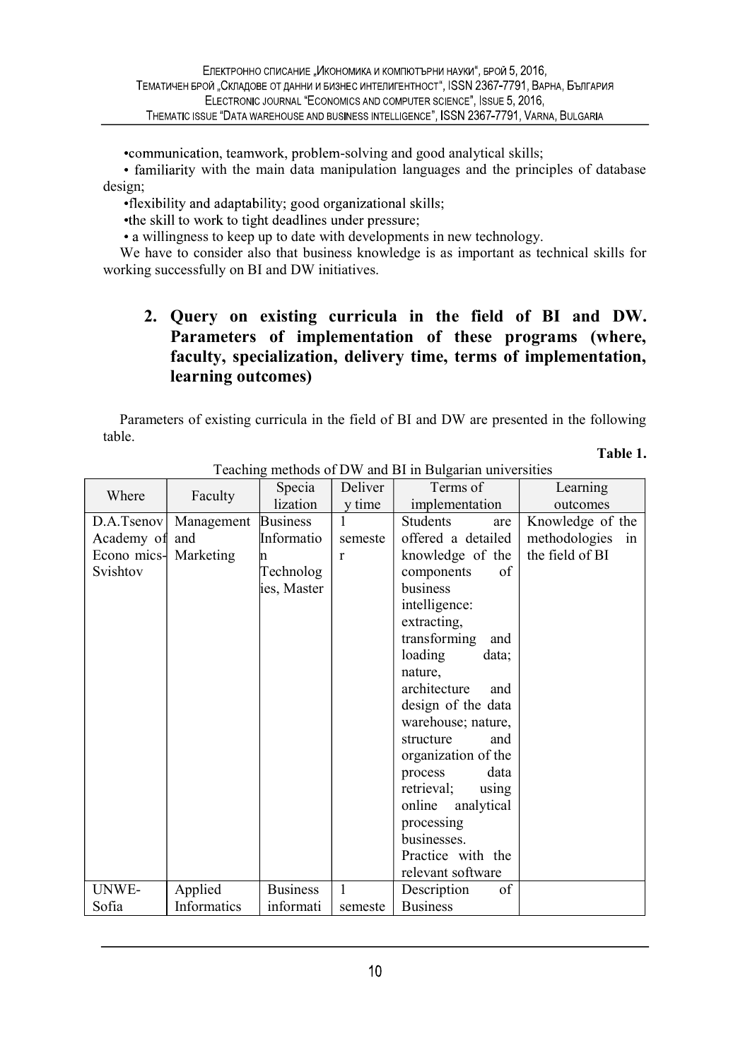•communication, teamwork, problem-solving and good analytical skills;

• familiarity with the main data manipulation languages and the principles of database design;

•flexibility and adaptability; good organizational skills;

•the skill to work to tight deadlines under pressure;

• a willingness to keep up to date with developments in new technology.

We have to consider also that business knowledge is as important as technical skills for working successfully on BI and DW initiatives.

## 2. Query on existing curricula in the field of BI and DW. Parameters of implementation of these programs (where, faculty, specialization, delivery time, terms of implementation, learning outcomes)

Parameters of existing curricula in the field of BI and DW are presented in the following table.

**Table 1.**

Teaching methods of DW and BI in Bulgarian universities

| Where | Faculty | Specialization | Delivery time | Terms of implementation | Learning outcomes |
|---|---|---|---|---|---|
| D.A.Tsenov Academy of Economics-Svishtov | Management and Marketing | Business Information Technologies, Master | 1 semester | Students are offered a detailed knowledge of the components of business intelligence: extracting, transforming and loading data; nature, architecture and design of the data warehouse; nature, structure and organization of the process data retrieval; using online analytical processing businesses. Practice with the relevant software | Knowledge of the methodologies in the field of BI |
| UNWE-Sofia | Applied Informatics | Business informati | 1 semeste | Description of Business | |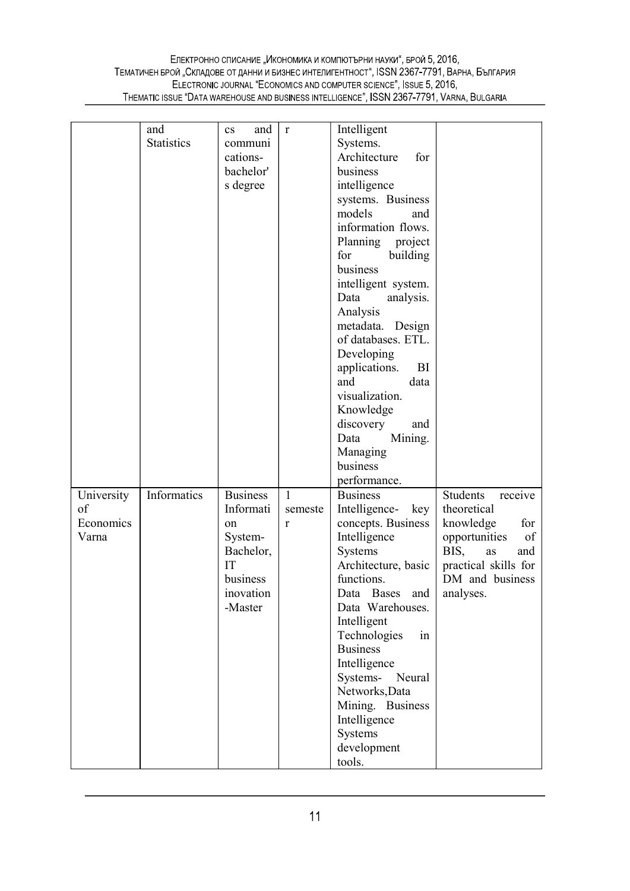| | | | | | |
|---|---|---|---|---|---|
| | and Statistics | cs and communications-bachelor's degree | r | Intelligent Systems. Architecture for business intelligence systems. Business models and information flows. Planning project for building business intelligent system. Data analysis. Analysis metadata. Design of databases. ETL. Developing applications. BI and data visualization. Knowledge discovery and Data Mining. Managing business performance. | |
| University of Economics Varna | Informatics | Business Information System-Bachelor, IT business inovation -Master | 1 semester | Business Intelligence- key concepts. Business Intelligence Systems Architecture, basic functions. Data Bases and Data Warehouses. Intelligent Technologies in Business Intelligence Systems- Neural Networks,Data Mining. Business Intelligence Systems development tools. | Students receive theoretical knowledge for opportunities of BIS, as and practical skills for DM and business analyses. |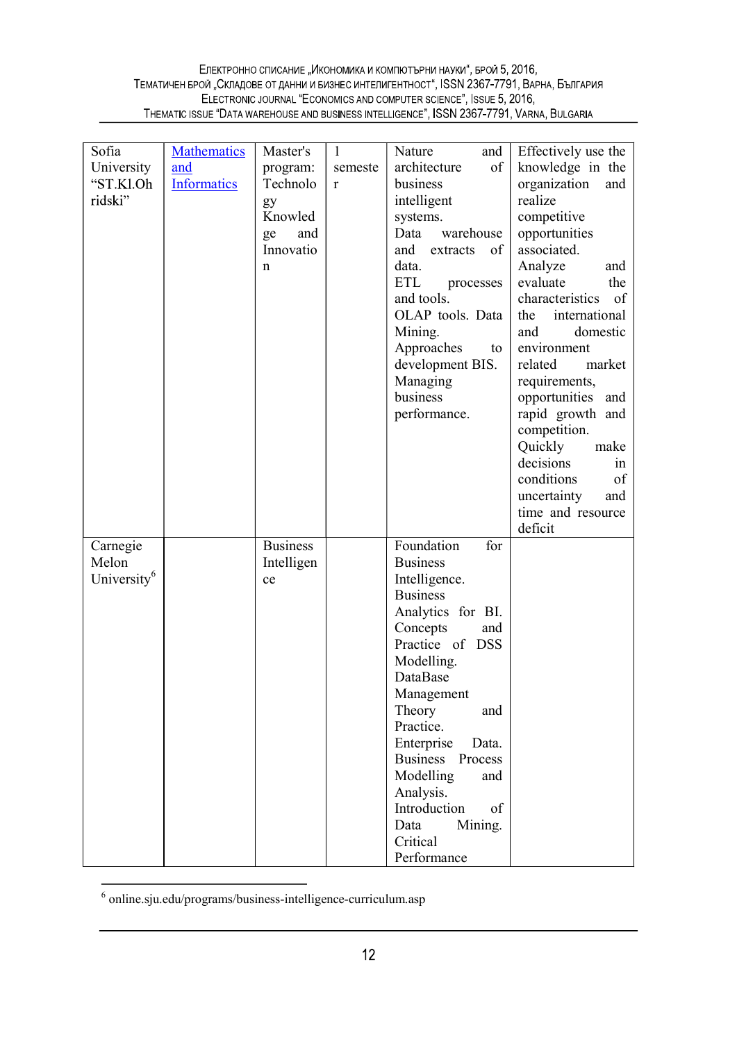| Sofia University "ST.Kl.Ohridski" | Mathematics and Informatics | Master's program: Technology Knowledge and Innovation | 1 semester | Nature and architecture of business intelligent systems. Data warehouse and extracts of data. ETL processes and tools. OLAP tools. Data Mining. Approaches to development BIS. Managing business performance. | Effectively use the knowledge in the organization and realize competitive opportunities associated. Analyze and evaluate the characteristics of the international and domestic environment related market requirements, opportunities and rapid growth and competition. Quickly make decisions in conditions of uncertainty and time and resource deficit |
|---|---|---|---|---|---|
| Carnegie Melon University[6] | | Business Intelligence | | Foundation for Business Intelligence. Business Analytics for BI. Concepts and Practice of DSS Modelling. DataBase Management Theory and Practice. Enterprise Data. Business Process Modelling and Analysis. Introduction of Data Mining. Critical Performance | |

[6] online.sju.edu/programs/business-intelligence-curriculum.asp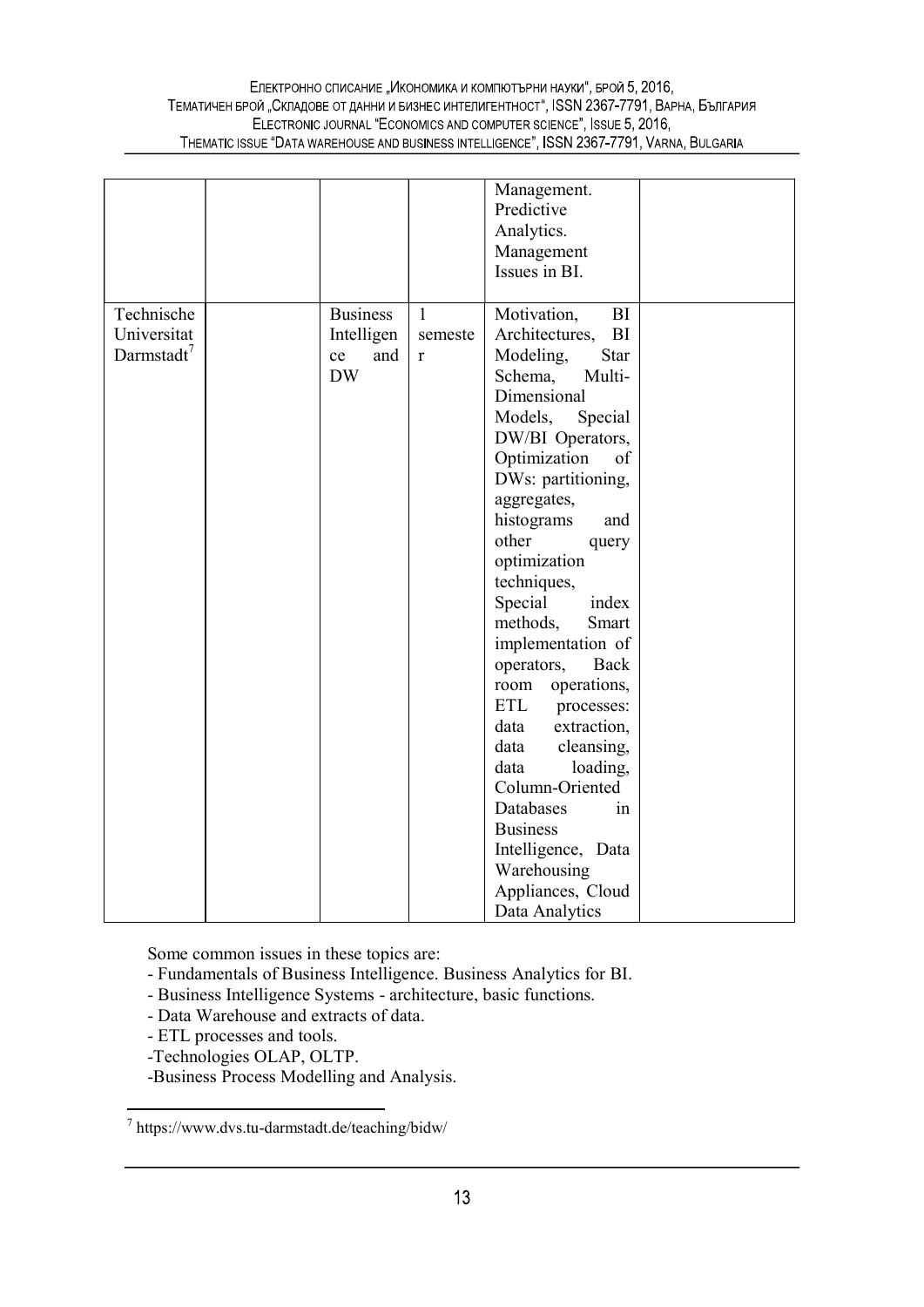| | | | | | |
|---|---|---|---|---|---|
| | | | | Management. Predictive Analytics. Management Issues in BI. | |
| Technische Universitat Darmstadt[7] | | Business Intelligence and DW | 1 semester | Motivation, BI Architectures, BI Modeling, Star Schema, Multi-Dimensional Models, Special DW/BI Operators, Optimization of DWs: partitioning, aggregates, histograms and other query optimization techniques, Special index methods, Smart implementation of operators, Back room operations, ETL processes: data extraction, data cleansing, data loading, Column-Oriented Databases in Business Intelligence, Data Warehousing Appliances, Cloud Data Analytics | |

Some common issues in these topics are:

- Fundamentals of Business Intelligence. Business Analytics for BI.
- Business Intelligence Systems - architecture, basic functions.
- Data Warehouse and extracts of data.
- ETL processes and tools.
- Technologies OLAP, OLTP.
- Business Process Modelling and Analysis.

[7] https://www.dvs.tu-darmstadt.de/teaching/bidw/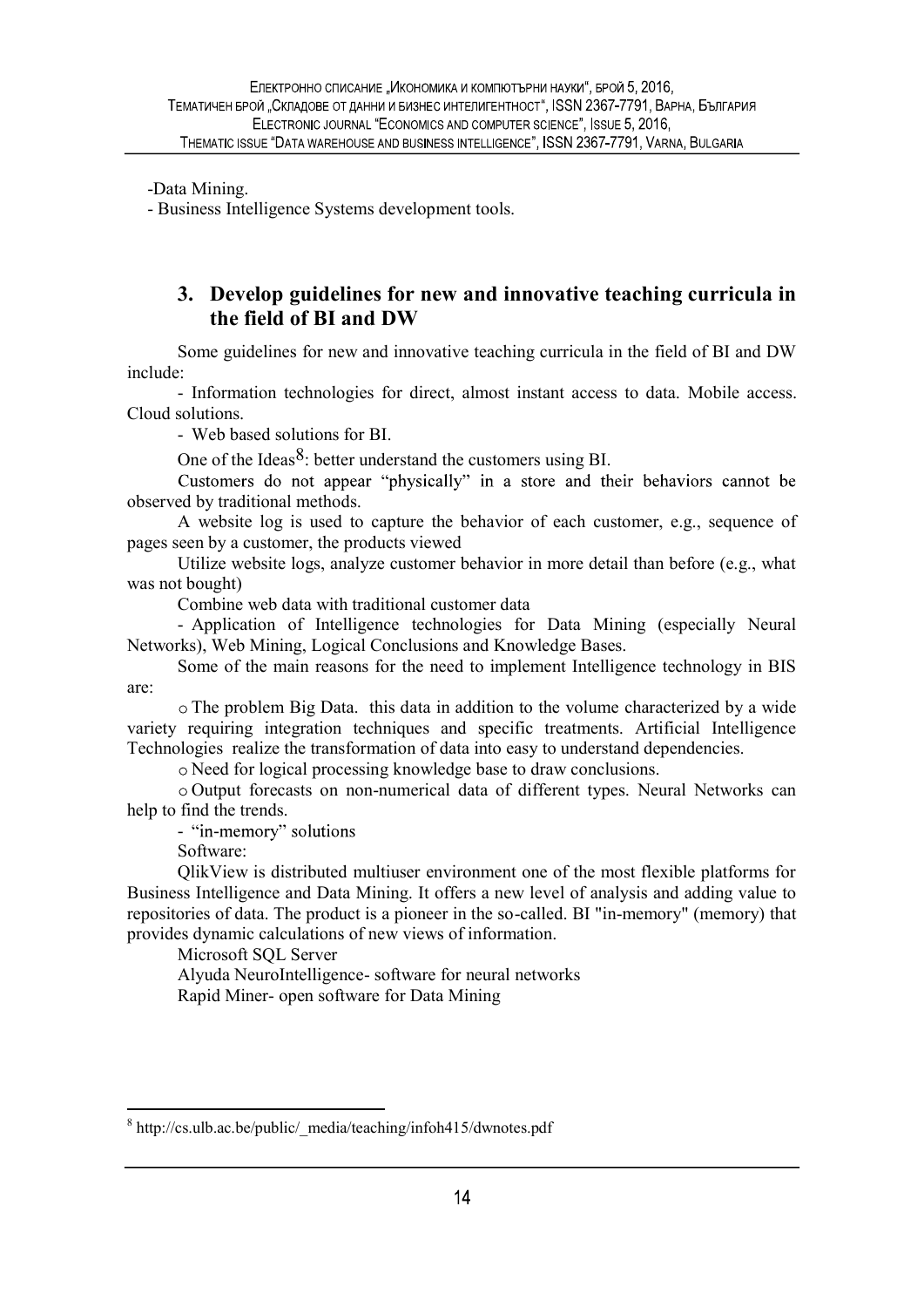-Data Mining.

- Business Intelligence Systems development tools.

## 3. Develop guidelines for new and innovative teaching curricula in the field of BI and DW

Some guidelines for new and innovative teaching curricula in the field of BI and DW include:

- Information technologies for direct, almost instant access to data. Mobile access. Cloud solutions.

- Web based solutions for BI.

One of the Ideas[8]: better understand the customers using BI.

Customers do not appear "physically" in a store and their behaviors cannot be observed by traditional methods.

A website log is used to capture the behavior of each customer, e.g., sequence of pages seen by a customer, the products viewed

Utilize website logs, analyze customer behavior in more detail than before (e.g., what was not bought)

Combine web data with traditional customer data

- Application of Intelligence technologies for Data Mining (especially Neural Networks), Web Mining, Logical Conclusions and Knowledge Bases.

Some of the main reasons for the need to implement Intelligence technology in BIS are:

- The problem Big Data. this data in addition to the volume characterized by a wide variety requiring integration techniques and specific treatments. Artificial Intelligence Technologies realize the transformation of data into easy to understand dependencies.
- Need for logical processing knowledge base to draw conclusions.
- Output forecasts on non-numerical data of different types. Neural Networks can help to find the trends.

- "in-memory" solutions

Software:

QlikView is distributed multiuser environment one of the most flexible platforms for Business Intelligence and Data Mining. It offers a new level of analysis and adding value to repositories of data. The product is a pioneer in the so-called. BI "in-memory" (memory) that provides dynamic calculations of new views of information.

Microsoft SQL Server

Alyuda NeuroIntelligence- software for neural networks

Rapid Miner- open software for Data Mining

---

[8] http://cs.ulb.ac.be/public/_media/teaching/infoh415/dwnotes.pdf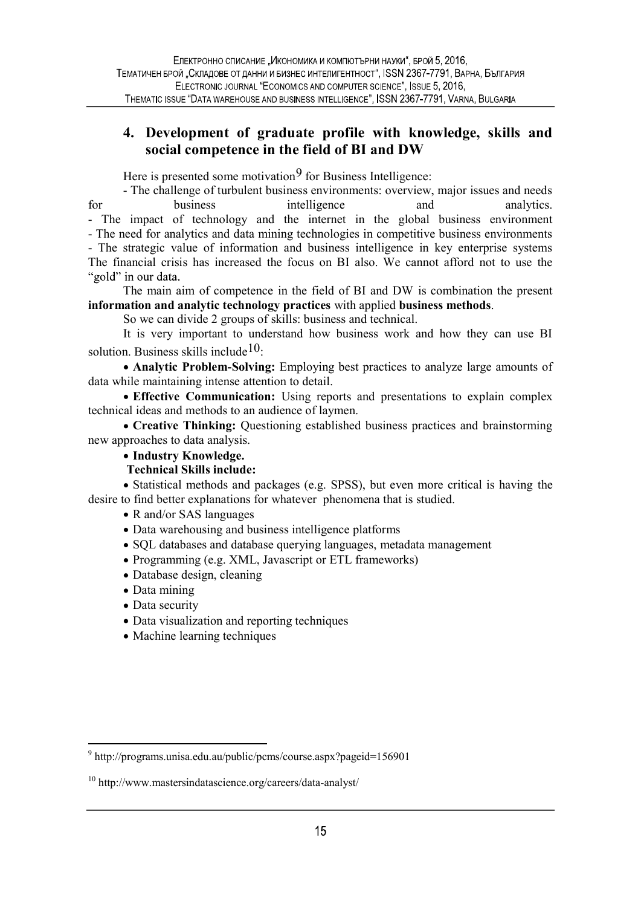## 4. Development of graduate profile with knowledge, skills and social competence in the field of BI and DW

Here is presented some motivation[9] for Business Intelligence:

- The challenge of turbulent business environments: overview, major issues and needs for business intelligence and analytics.
- The impact of technology and the internet in the global business environment
- The need for analytics and data mining technologies in competitive business environments
- The strategic value of information and business intelligence in key enterprise systems

The financial crisis has increased the focus on BI also. We cannot afford not to use the "gold" in our data.

The main aim of competence in the field of BI and DW is combination the present **information and analytic technology practices** with applied **business methods**.

So we can divide 2 groups of skills: business and technical.

It is very important to understand how business work and how they can use BI solution. Business skills include[10]:

- **Analytic Problem-Solving:** Employing best practices to analyze large amounts of data while maintaining intense attention to detail.
- **Effective Communication:** Using reports and presentations to explain complex technical ideas and methods to an audience of laymen.
- **Creative Thinking:** Questioning established business practices and brainstorming new approaches to data analysis.
- **Industry Knowledge.**

**Technical Skills include:**

- Statistical methods and packages (e.g. SPSS), but even more critical is having the desire to find better explanations for whatever phenomena that is studied.
- R and/or SAS languages
- Data warehousing and business intelligence platforms
- SQL databases and database querying languages, metadata management
- Programming (e.g. XML, Javascript or ETL frameworks)
- Database design, cleaning
- Data mining
- Data security
- Data visualization and reporting techniques
- Machine learning techniques

---

[9] http://programs.unisa.edu.au/public/pcms/course.aspx?pageid=156901

[10] http://www.mastersindatascience.org/careers/data-analyst/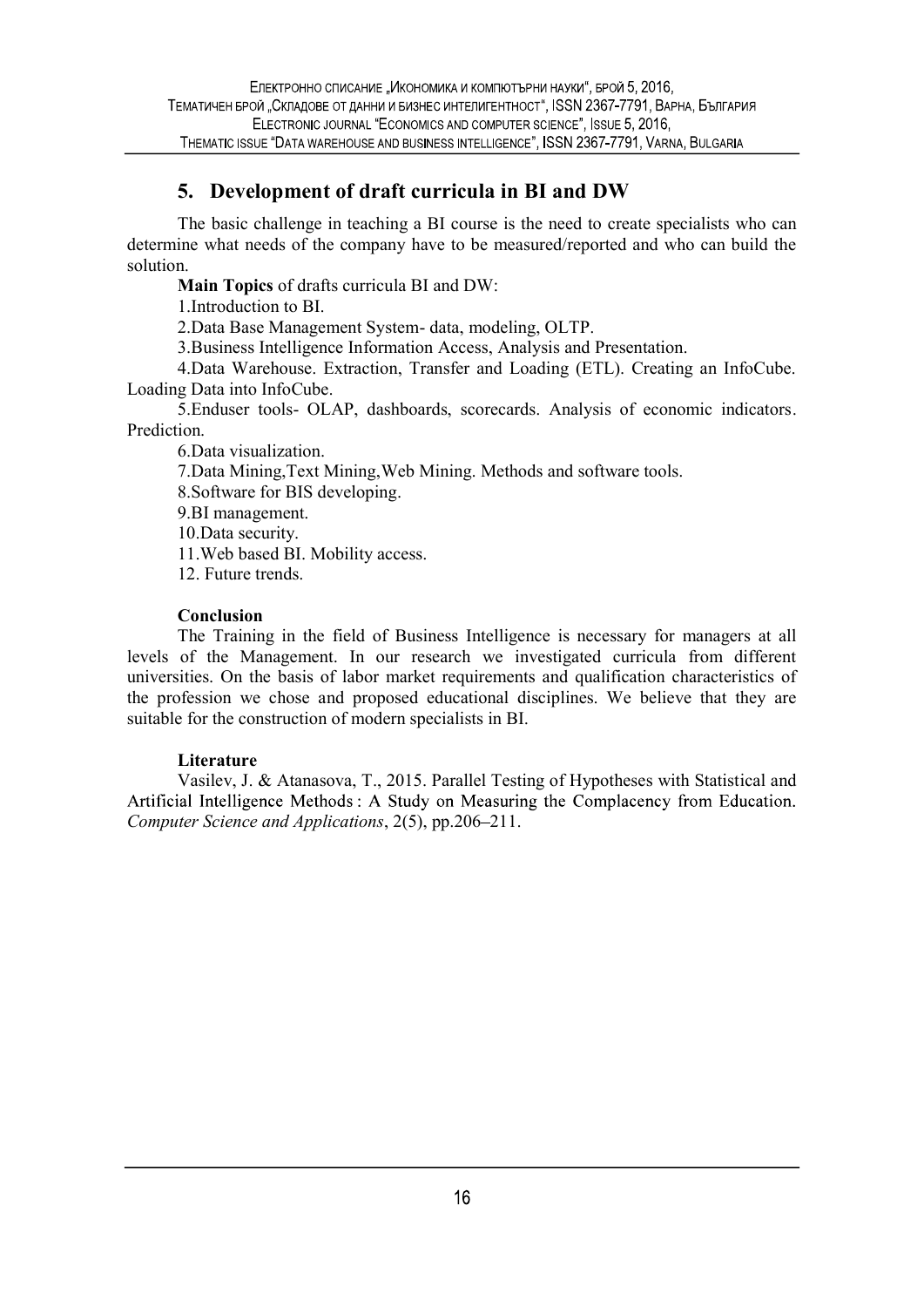## 5. Development of draft curricula in BI and DW

The basic challenge in teaching a BI course is the need to create specialists who can determine what needs of the company have to be measured/reported and who can build the solution.

**Main Topics** of drafts curricula BI and DW:

1.Introduction to BI.

2.Data Base Management System- data, modeling, OLTP.

3.Business Intelligence Information Access, Analysis and Presentation.

4.Data Warehouse. Extraction, Transfer and Loading (ETL). Creating an InfoCube. Loading Data into InfoCube.

5.Enduser tools- OLAP, dashboards, scorecards. Analysis of economic indicators. Prediction.

6.Data visualization.

7.Data Mining,Text Mining,Web Mining. Methods and software tools.

8.Software for BIS developing.

9.BI management.

10.Data security.

11.Web based BI. Mobility access.

12. Future trends.

**Conclusion**

The Training in the field of Business Intelligence is necessary for managers at all levels of the Management. In our research we investigated curricula from different universities. On the basis of labor market requirements and qualification characteristics of the profession we chose and proposed educational disciplines. We believe that they are suitable for the construction of modern specialists in BI.

**Literature**

Vasilev, J. & Atanasova, T., 2015. Parallel Testing of Hypotheses with Statistical and Artificial Intelligence Methods : A Study on Measuring the Complacency from Education. *Computer Science and Applications*, 2(5), pp.206–211.